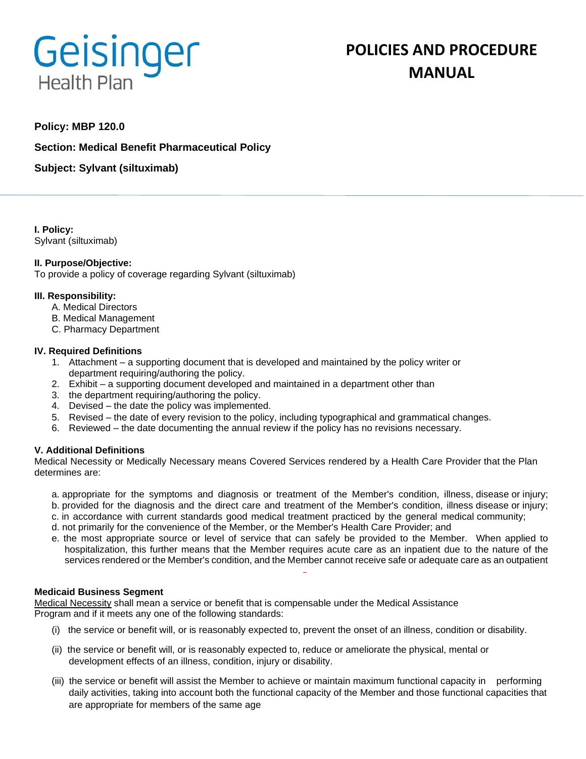# POLICIES AND PROCEDURE MANUAL

**Policy: MBP 120.0**

**Section: Medical Benefit Pharmaceutical Policy**

**Subject: Sylvant (siltuximab)**

---

**I. Policy:**
Sylvant (siltuximab)

**II. Purpose/Objective:**
To provide a policy of coverage regarding Sylvant (siltuximab)

**III. Responsibility:**

A. Medical Directors
B. Medical Management
C. Pharmacy Department

**IV. Required Definitions**

1. Attachment – a supporting document that is developed and maintained by the policy writer or department requiring/authoring the policy.
2. Exhibit – a supporting document developed and maintained in a department other than
3. the department requiring/authoring the policy.
4. Devised – the date the policy was implemented.
5. Revised – the date of every revision to the policy, including typographical and grammatical changes.
6. Reviewed – the date documenting the annual review if the policy has no revisions necessary.

**V. Additional Definitions**
Medical Necessity or Medically Necessary means Covered Services rendered by a Health Care Provider that the Plan determines are:

a. appropriate for the symptoms and diagnosis or treatment of the Member's condition, illness, disease or injury;
b. provided for the diagnosis and the direct care and treatment of the Member's condition, illness disease or injury;
c. in accordance with current standards good medical treatment practiced by the general medical community;
d. not primarily for the convenience of the Member, or the Member's Health Care Provider; and
e. the most appropriate source or level of service that can safely be provided to the Member. When applied to hospitalization, this further means that the Member requires acute care as an inpatient due to the nature of the services rendered or the Member's condition, and the Member cannot receive safe or adequate care as an outpatient

**Medicaid Business Segment**
Medical Necessity shall mean a service or benefit that is compensable under the Medical Assistance Program and if it meets any one of the following standards:

(i) the service or benefit will, or is reasonably expected to, prevent the onset of an illness, condition or disability.

(ii) the service or benefit will, or is reasonably expected to, reduce or ameliorate the physical, mental or development effects of an illness, condition, injury or disability.

(iii) the service or benefit will assist the Member to achieve or maintain maximum functional capacity in performing daily activities, taking into account both the functional capacity of the Member and those functional capacities that are appropriate for members of the same age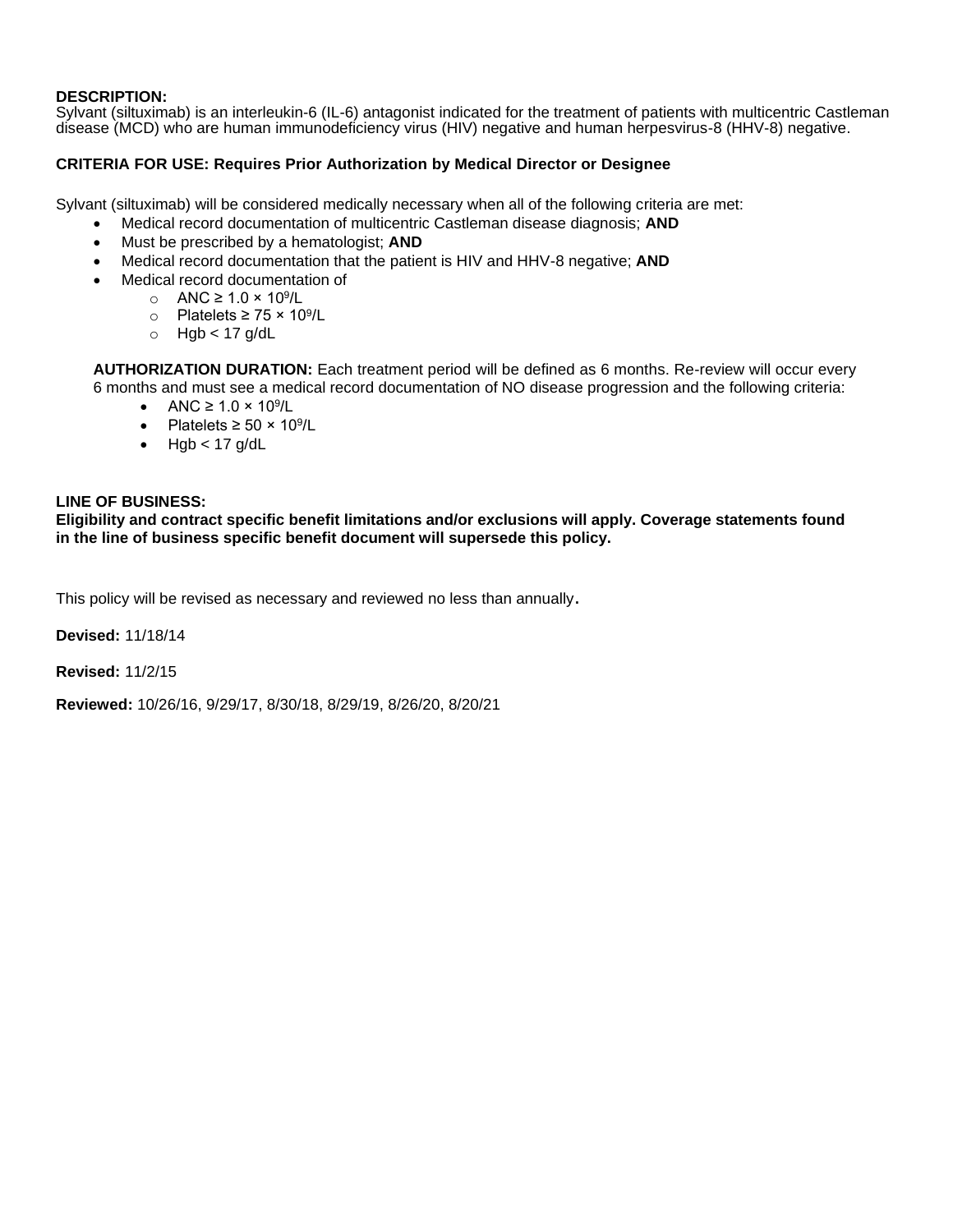**DESCRIPTION:**
Sylvant (siltuximab) is an interleukin-6 (IL-6) antagonist indicated for the treatment of patients with multicentric Castleman disease (MCD) who are human immunodeficiency virus (HIV) negative and human herpesvirus-8 (HHV-8) negative.

**CRITERIA FOR USE: Requires Prior Authorization by Medical Director or Designee**

Sylvant (siltuximab) will be considered medically necessary when all of the following criteria are met:

- Medical record documentation of multicentric Castleman disease diagnosis; **AND**
- Must be prescribed by a hematologist; **AND**
- Medical record documentation that the patient is HIV and HHV-8 negative; **AND**
- Medical record documentation of
  - ANC ≥ 1.0 × $10^9$/L
  - Platelets ≥ 75 × $10^9$/L
  - Hgb < 17 g/dL

**AUTHORIZATION DURATION:** Each treatment period will be defined as 6 months. Re-review will occur every 6 months and must see a medical record documentation of NO disease progression and the following criteria:

- ANC ≥ 1.0 × $10^9$/L
- Platelets ≥ 50 × $10^9$/L
- Hgb < 17 g/dL

**LINE OF BUSINESS:**
**Eligibility and contract specific benefit limitations and/or exclusions will apply. Coverage statements found in the line of business specific benefit document will supersede this policy.**

This policy will be revised as necessary and reviewed no less than annually.

**Devised:** 11/18/14

**Revised:** 11/2/15

**Reviewed:** 10/26/16, 9/29/17, 8/30/18, 8/29/19, 8/26/20, 8/20/21